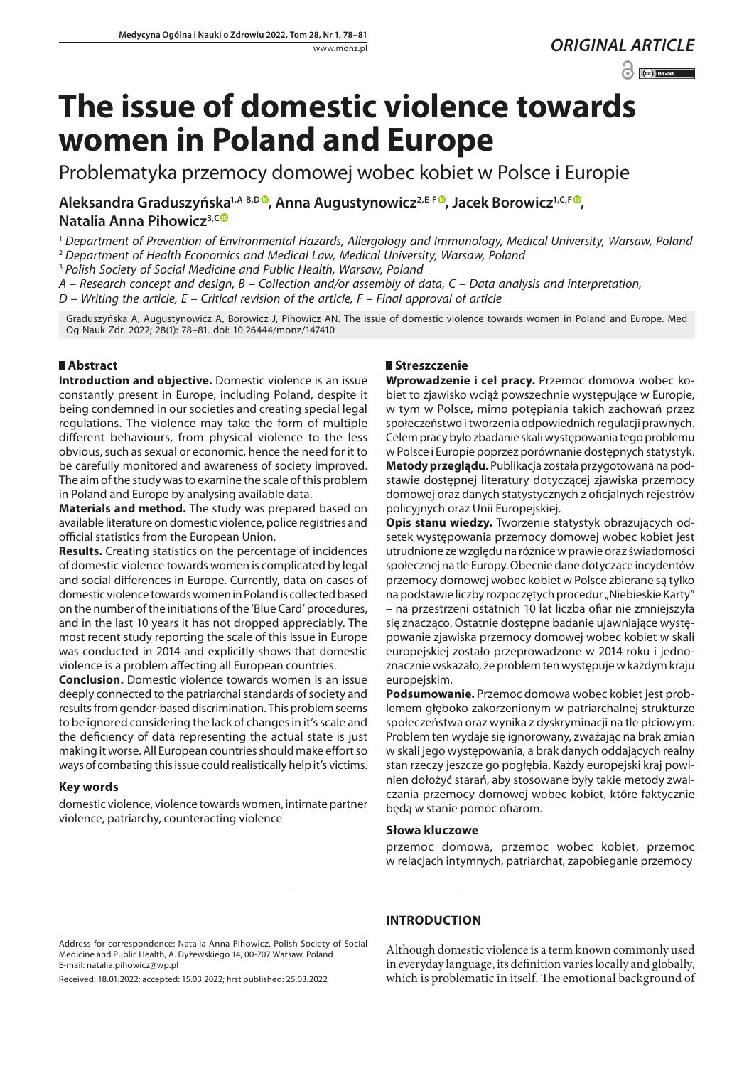*ORIGINAL ARTICLE*

# The issue of domestic violence towards women in Poland and Europe

Problematyka przemocy domowej wobec kobiet w Polsce i Europie

**Aleksandra Graduszyńska[1,A-B,D], Anna Augustynowicz[2,E-F], Jacek Borowicz[1,C,F], Natalia Anna Pihowicz[3,C]**

[1] *Department of Prevention of Environmental Hazards, Allergology and Immunology, Medical University, Warsaw, Poland*
[2] *Department of Health Economics and Medical Law, Medical University, Warsaw, Poland*
[3] *Polish Society of Social Medicine and Public Health, Warsaw, Poland*
*A – Research concept and design, B – Collection and/or assembly of data, C – Data analysis and interpretation, D – Writing the article, E – Critical revision of the article, F – Final approval of article*

Graduszyńska A, Augustynowicz A, Borowicz J, Pihowicz AN. The issue of domestic violence towards women in Poland and Europe. Med Og Nauk Zdr. 2022; 28(1): 78–81. doi: 10.26444/monz/147410

## Abstract

**Introduction and objective.** Domestic violence is an issue constantly present in Europe, including Poland, despite it being condemned in our societies and creating special legal regulations. The violence may take the form of multiple different behaviours, from physical violence to the less obvious, such as sexual or economic, hence the need for it to be carefully monitored and awareness of society improved. The aim of the study was to examine the scale of this problem in Poland and Europe by analysing available data.

**Materials and method.** The study was prepared based on available literature on domestic violence, police registries and official statistics from the European Union.

**Results.** Creating statistics on the percentage of incidences of domestic violence towards women is complicated by legal and social differences in Europe. Currently, data on cases of domestic violence towards women in Poland is collected based on the number of the initiations of the 'Blue Card' procedures, and in the last 10 years it has not dropped appreciably. The most recent study reporting the scale of this issue in Europe was conducted in 2014 and explicitly shows that domestic violence is a problem affecting all European countries.

**Conclusion.** Domestic violence towards women is an issue deeply connected to the patriarchal standards of society and results from gender-based discrimination. This problem seems to be ignored considering the lack of changes in it's scale and the deficiency of data representing the actual state is just making it worse. All European countries should make effort so ways of combating this issue could realistically help it's victims.

### Key words

domestic violence, violence towards women, intimate partner violence, patriarchy, counteracting violence

## Streszczenie

**Wprowadzenie i cel pracy.** Przemoc domowa wobec kobiet to zjawisko wciąż powszechnie występujące w Europie, w tym w Polsce, mimo potępiania takich zachowań przez społeczeństwo i tworzenia odpowiednich regulacji prawnych. Celem pracy było zbadanie skali występowania tego problemu w Polsce i Europie poprzez porównanie dostępnych statystyk.

**Metody przeglądu.** Publikacja została przygotowana na podstawie dostępnej literatury dotyczącej zjawiska przemocy domowej oraz danych statystycznych z oficjalnych rejestrów policyjnych oraz Unii Europejskiej.

**Opis stanu wiedzy.** Tworzenie statystyk obrazujących odsetek występowania przemocy domowej wobec kobiet jest utrudnione ze względu na różnice w prawie oraz świadomości społecznej na tle Europy. Obecnie dane dotyczące incydentów przemocy domowej wobec kobiet w Polsce zbierane są tylko na podstawie liczby rozpoczętych procedur „Niebieskie Karty" – na przestrzeni ostatnich 10 lat liczba ofiar nie zmniejszyła się znacząco. Ostatnie dostępne badanie ujawniające występowanie zjawiska przemocy domowej wobec kobiet w skali europejskiej zostało przeprowadzone w 2014 roku i jednoznacznie wskazało, że problem ten występuje w każdym kraju europejskim.

**Podsumowanie.** Przemoc domowa wobec kobiet jest problemem głęboko zakorzenionym w patriarchalnej strukturze społeczeństwa oraz wynika z dyskryminacji na tle płciowym. Problem ten wydaje się ignorowany, zważając na brak zmian w skali jego występowania, a brak danych oddających realny stan rzeczy jeszcze go pogłębia. Każdy europejski kraj powinien dołożyć starań, aby stosowane były takie metody zwalczania przemocy domowej wobec kobiet, które faktycznie będą w stanie pomóc ofiarom.

### Słowa kluczowe

przemoc domowa, przemoc wobec kobiet, przemoc w relacjach intymnych, patriarchat, zapobieganie przemocy

## INTRODUCTION

Although domestic violence is a term known commonly used in everyday language, its definition varies locally and globally, which is problematic in itself. The emotional background of

Address for correspondence: Natalia Anna Pihowicz, Polish Society of Social Medicine and Public Health, A. Dyżewskiego 14, 00-707 Warsaw, Poland
E-mail: natalia.pihowicz@wp.pl

Received: 18.01.2022; accepted: 15.03.2022; first published: 25.03.2022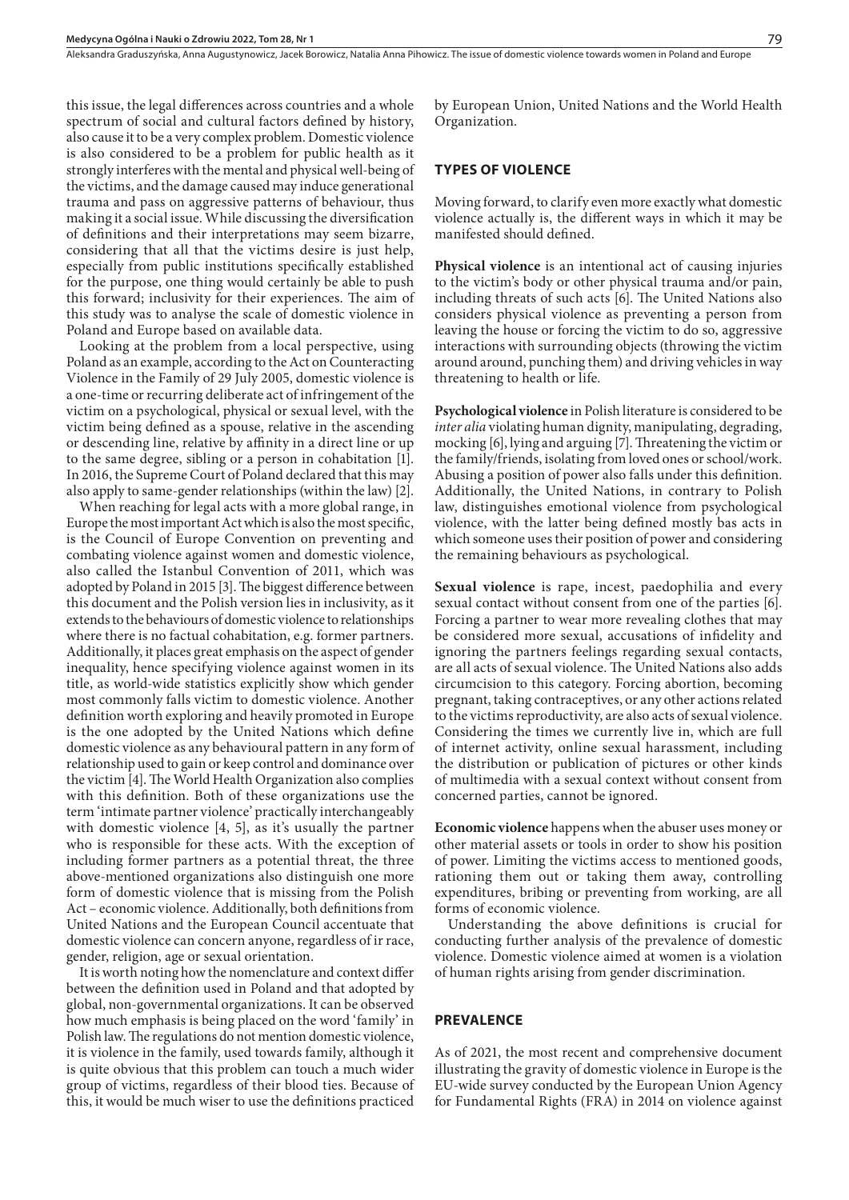this issue, the legal differences across countries and a whole spectrum of social and cultural factors defined by history, also cause it to be a very complex problem. Domestic violence is also considered to be a problem for public health as it strongly interferes with the mental and physical well-being of the victims, and the damage caused may induce generational trauma and pass on aggressive patterns of behaviour, thus making it a social issue. While discussing the diversification of definitions and their interpretations may seem bizarre, considering that all that the victims desire is just help, especially from public institutions specifically established for the purpose, one thing would certainly be able to push this forward; inclusivity for their experiences. The aim of this study was to analyse the scale of domestic violence in Poland and Europe based on available data.

Looking at the problem from a local perspective, using Poland as an example, according to the Act on Counteracting Violence in the Family of 29 July 2005, domestic violence is a one-time or recurring deliberate act of infringement of the victim on a psychological, physical or sexual level, with the victim being defined as a spouse, relative in the ascending or descending line, relative by affinity in a direct line or up to the same degree, sibling or a person in cohabitation [1]. In 2016, the Supreme Court of Poland declared that this may also apply to same-gender relationships (within the law) [2].

When reaching for legal acts with a more global range, in Europe the most important Act which is also the most specific, is the Council of Europe Convention on preventing and combating violence against women and domestic violence, also called the Istanbul Convention of 2011, which was adopted by Poland in 2015 [3]. The biggest difference between this document and the Polish version lies in inclusivity, as it extends to the behaviours of domestic violence to relationships where there is no factual cohabitation, e.g. former partners. Additionally, it places great emphasis on the aspect of gender inequality, hence specifying violence against women in its title, as world-wide statistics explicitly show which gender most commonly falls victim to domestic violence. Another definition worth exploring and heavily promoted in Europe is the one adopted by the United Nations which define domestic violence as any behavioural pattern in any form of relationship used to gain or keep control and dominance over the victim [4]. The World Health Organization also complies with this definition. Both of these organizations use the term 'intimate partner violence' practically interchangeably with domestic violence [4, 5], as it's usually the partner who is responsible for these acts. With the exception of including former partners as a potential threat, the three above-mentioned organizations also distinguish one more form of domestic violence that is missing from the Polish Act – economic violence. Additionally, both definitions from United Nations and the European Council accentuate that domestic violence can concern anyone, regardless of ir race, gender, religion, age or sexual orientation.

It is worth noting how the nomenclature and context differ between the definition used in Poland and that adopted by global, non-governmental organizations. It can be observed how much emphasis is being placed on the word 'family' in Polish law. The regulations do not mention domestic violence, it is violence in the family, used towards family, although it is quite obvious that this problem can touch a much wider group of victims, regardless of their blood ties. Because of this, it would be much wiser to use the definitions practiced by European Union, United Nations and the World Health Organization.

## TYPES OF VIOLENCE

Moving forward, to clarify even more exactly what domestic violence actually is, the different ways in which it may be manifested should defined.

**Physical violence** is an intentional act of causing injuries to the victim's body or other physical trauma and/or pain, including threats of such acts [6]. The United Nations also considers physical violence as preventing a person from leaving the house or forcing the victim to do so, aggressive interactions with surrounding objects (throwing the victim around around, punching them) and driving vehicles in way threatening to health or life.

**Psychological violence** in Polish literature is considered to be *inter alia* violating human dignity, manipulating, degrading, mocking [6], lying and arguing [7]. Threatening the victim or the family/friends, isolating from loved ones or school/work. Abusing a position of power also falls under this definition. Additionally, the United Nations, in contrary to Polish law, distinguishes emotional violence from psychological violence, with the latter being defined mostly bas acts in which someone uses their position of power and considering the remaining behaviours as psychological.

**Sexual violence** is rape, incest, paedophilia and every sexual contact without consent from one of the parties [6]. Forcing a partner to wear more revealing clothes that may be considered more sexual, accusations of infidelity and ignoring the partners feelings regarding sexual contacts, are all acts of sexual violence. The United Nations also adds circumcision to this category. Forcing abortion, becoming pregnant, taking contraceptives, or any other actions related to the victims reproductivity, are also acts of sexual violence. Considering the times we currently live in, which are full of internet activity, online sexual harassment, including the distribution or publication of pictures or other kinds of multimedia with a sexual context without consent from concerned parties, cannot be ignored.

**Economic violence** happens when the abuser uses money or other material assets or tools in order to show his position of power. Limiting the victims access to mentioned goods, rationing them out or taking them away, controlling expenditures, bribing or preventing from working, are all forms of economic violence.

Understanding the above definitions is crucial for conducting further analysis of the prevalence of domestic violence. Domestic violence aimed at women is a violation of human rights arising from gender discrimination.

## PREVALENCE

As of 2021, the most recent and comprehensive document illustrating the gravity of domestic violence in Europe is the EU-wide survey conducted by the European Union Agency for Fundamental Rights (FRA) in 2014 on violence against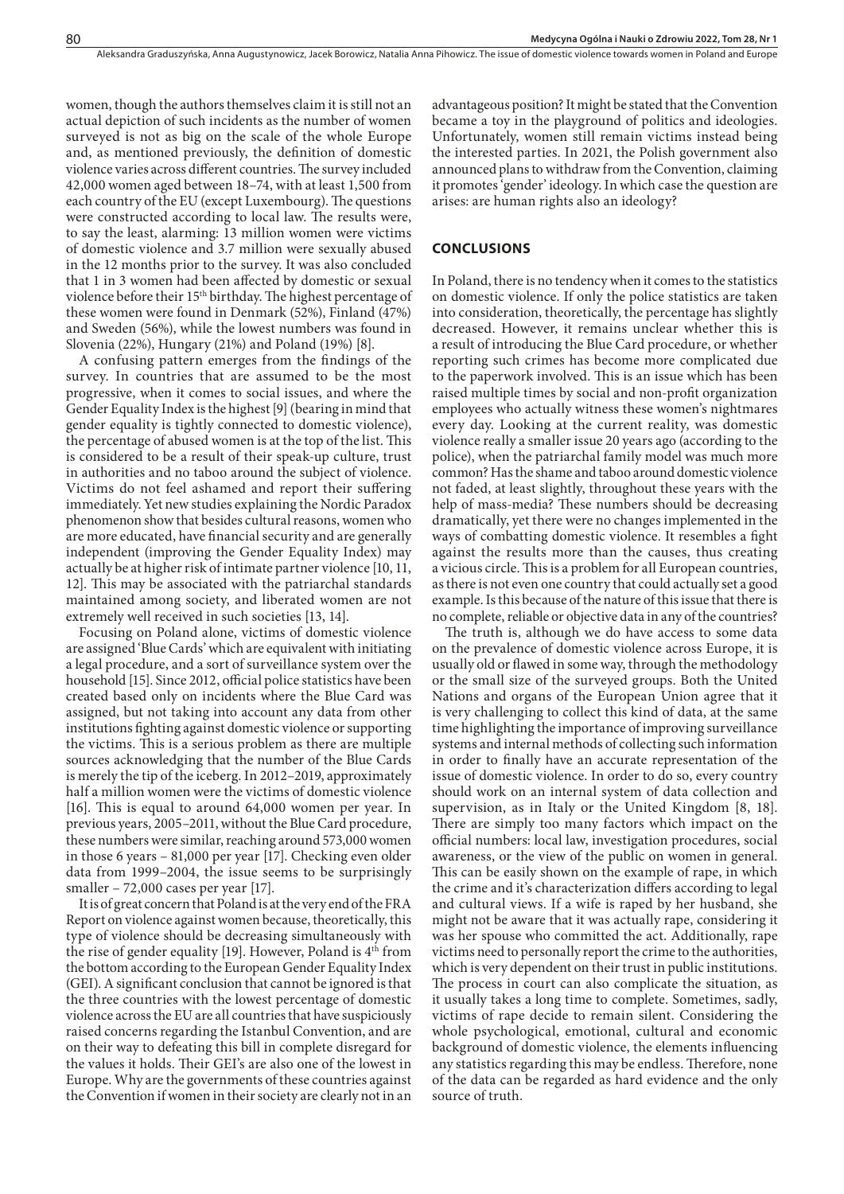women, though the authors themselves claim it is still not an actual depiction of such incidents as the number of women surveyed is not as big on the scale of the whole Europe and, as mentioned previously, the definition of domestic violence varies across different countries. The survey included 42,000 women aged between 18–74, with at least 1,500 from each country of the EU (except Luxembourg). The questions were constructed according to local law. The results were, to say the least, alarming: 13 million women were victims of domestic violence and 3.7 million were sexually abused in the 12 months prior to the survey. It was also concluded that 1 in 3 women had been affected by domestic or sexual violence before their 15th birthday. The highest percentage of these women were found in Denmark (52%), Finland (47%) and Sweden (56%), while the lowest numbers was found in Slovenia (22%), Hungary (21%) and Poland (19%) [8].

A confusing pattern emerges from the findings of the survey. In countries that are assumed to be the most progressive, when it comes to social issues, and where the Gender Equality Index is the highest [9] (bearing in mind that gender equality is tightly connected to domestic violence), the percentage of abused women is at the top of the list. This is considered to be a result of their speak-up culture, trust in authorities and no taboo around the subject of violence. Victims do not feel ashamed and report their suffering immediately. Yet new studies explaining the Nordic Paradox phenomenon show that besides cultural reasons, women who are more educated, have financial security and are generally independent (improving the Gender Equality Index) may actually be at higher risk of intimate partner violence [10, 11, 12]. This may be associated with the patriarchal standards maintained among society, and liberated women are not extremely well received in such societies [13, 14].

Focusing on Poland alone, victims of domestic violence are assigned 'Blue Cards' which are equivalent with initiating a legal procedure, and a sort of surveillance system over the household [15]. Since 2012, official police statistics have been created based only on incidents where the Blue Card was assigned, but not taking into account any data from other institutions fighting against domestic violence or supporting the victims. This is a serious problem as there are multiple sources acknowledging that the number of the Blue Cards is merely the tip of the iceberg. In 2012–2019, approximately half a million women were the victims of domestic violence [16]. This is equal to around 64,000 women per year. In previous years, 2005–2011, without the Blue Card procedure, these numbers were similar, reaching around 573,000 women in those 6 years – 81,000 per year [17]. Checking even older data from 1999–2004, the issue seems to be surprisingly smaller – 72,000 cases per year [17].

It is of great concern that Poland is at the very end of the FRA Report on violence against women because, theoretically, this type of violence should be decreasing simultaneously with the rise of gender equality [19]. However, Poland is 4th from the bottom according to the European Gender Equality Index (GEI). A significant conclusion that cannot be ignored is that the three countries with the lowest percentage of domestic violence across the EU are all countries that have suspiciously raised concerns regarding the Istanbul Convention, and are on their way to defeating this bill in complete disregard for the values it holds. Their GEI's are also one of the lowest in Europe. Why are the governments of these countries against the Convention if women in their society are clearly not in an advantageous position? It might be stated that the Convention became a toy in the playground of politics and ideologies. Unfortunately, women still remain victims instead being the interested parties. In 2021, the Polish government also announced plans to withdraw from the Convention, claiming it promotes 'gender' ideology. In which case the question are arises: are human rights also an ideology?

## CONCLUSIONS

In Poland, there is no tendency when it comes to the statistics on domestic violence. If only the police statistics are taken into consideration, theoretically, the percentage has slightly decreased. However, it remains unclear whether this is a result of introducing the Blue Card procedure, or whether reporting such crimes has become more complicated due to the paperwork involved. This is an issue which has been raised multiple times by social and non-profit organization employees who actually witness these women's nightmares every day. Looking at the current reality, was domestic violence really a smaller issue 20 years ago (according to the police), when the patriarchal family model was much more common? Has the shame and taboo around domestic violence not faded, at least slightly, throughout these years with the help of mass-media? These numbers should be decreasing dramatically, yet there were no changes implemented in the ways of combatting domestic violence. It resembles a fight against the results more than the causes, thus creating a vicious circle. This is a problem for all European countries, as there is not even one country that could actually set a good example. Is this because of the nature of this issue that there is no complete, reliable or objective data in any of the countries?

The truth is, although we do have access to some data on the prevalence of domestic violence across Europe, it is usually old or flawed in some way, through the methodology or the small size of the surveyed groups. Both the United Nations and organs of the European Union agree that it is very challenging to collect this kind of data, at the same time highlighting the importance of improving surveillance systems and internal methods of collecting such information in order to finally have an accurate representation of the issue of domestic violence. In order to do so, every country should work on an internal system of data collection and supervision, as in Italy or the United Kingdom [8, 18]. There are simply too many factors which impact on the official numbers: local law, investigation procedures, social awareness, or the view of the public on women in general. This can be easily shown on the example of rape, in which the crime and it's characterization differs according to legal and cultural views. If a wife is raped by her husband, she might not be aware that it was actually rape, considering it was her spouse who committed the act. Additionally, rape victims need to personally report the crime to the authorities, which is very dependent on their trust in public institutions. The process in court can also complicate the situation, as it usually takes a long time to complete. Sometimes, sadly, victims of rape decide to remain silent. Considering the whole psychological, emotional, cultural and economic background of domestic violence, the elements influencing any statistics regarding this may be endless. Therefore, none of the data can be regarded as hard evidence and the only source of truth.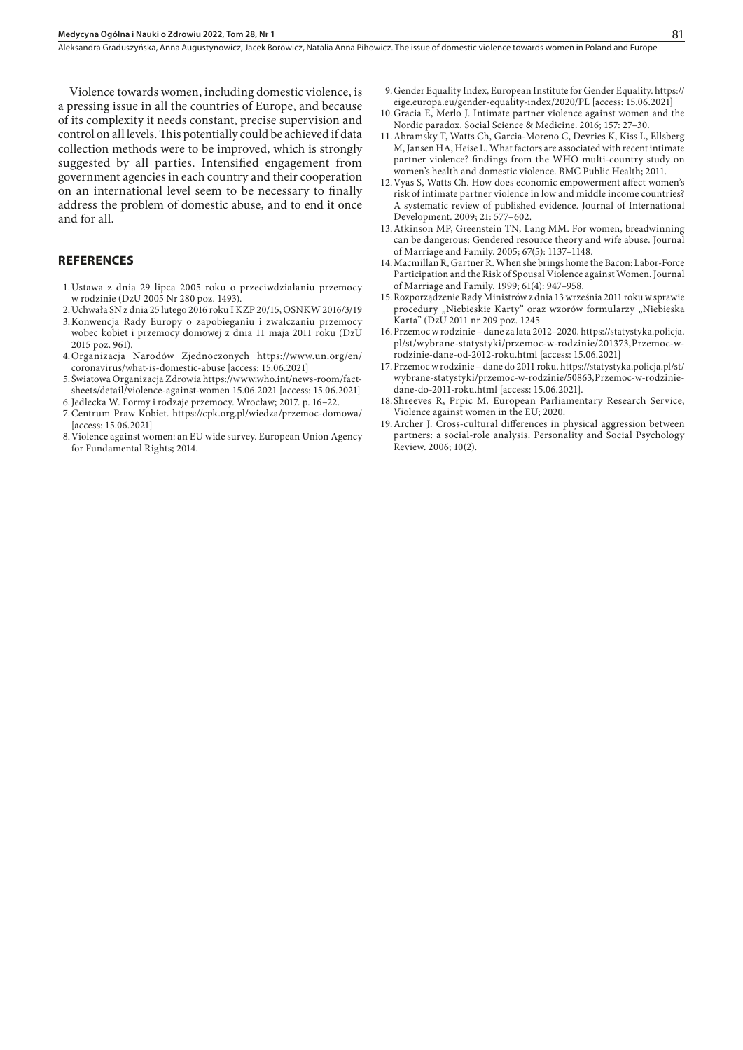Violence towards women, including domestic violence, is a pressing issue in all the countries of Europe, and because of its complexity it needs constant, precise supervision and control on all levels. This potentially could be achieved if data collection methods were to be improved, which is strongly suggested by all parties. Intensified engagement from government agencies in each country and their cooperation on an international level seem to be necessary to finally address the problem of domestic abuse, and to end it once and for all.

## REFERENCES

1. Ustawa z dnia 29 lipca 2005 roku o przeciwdziałaniu przemocy w rodzinie (DzU 2005 Nr 280 poz. 1493).
2. Uchwała SN z dnia 25 lutego 2016 roku I KZP 20/15, OSNKW 2016/3/19
3. Konwencja Rady Europy o zapobieganiu i zwalczaniu przemocy wobec kobiet i przemocy domowej z dnia 11 maja 2011 roku (DzU 2015 poz. 961).
4. Organizacja Narodów Zjednoczonych https://www.un.org/en/coronavirus/what-is-domestic-abuse [access: 15.06.2021]
5. Światowa Organizacja Zdrowia https://www.who.int/news-room/fact-sheets/detail/violence-against-women 15.06.2021 [access: 15.06.2021]
6. Jedlecka W. Formy i rodzaje przemocy. Wrocław; 2017. p. 16–22.
7. Centrum Praw Kobiet. https://cpk.org.pl/wiedza/przemoc-domowa/ [access: 15.06.2021]
8. Violence against women: an EU wide survey. European Union Agency for Fundamental Rights; 2014.
9. Gender Equality Index, European Institute for Gender Equality. https://eige.europa.eu/gender-equality-index/2020/PL [access: 15.06.2021]
10. Gracia E, Merlo J. Intimate partner violence against women and the Nordic paradox. Social Science & Medicine. 2016; 157: 27–30.
11. Abramsky T, Watts Ch, Garcia-Moreno C, Devries K, Kiss L, Ellsberg M, Jansen HA, Heise L. What factors are associated with recent intimate partner violence? findings from the WHO multi-country study on women's health and domestic violence. BMC Public Health; 2011.
12. Vyas S, Watts Ch. How does economic empowerment affect women's risk of intimate partner violence in low and middle income countries? A systematic review of published evidence. Journal of International Development. 2009; 21: 577–602.
13. Atkinson MP, Greenstein TN, Lang MM. For women, breadwinning can be dangerous: Gendered resource theory and wife abuse. Journal of Marriage and Family. 2005; 67(5): 1137–1148.
14. Macmillan R, Gartner R. When she brings home the Bacon: Labor-Force Participation and the Risk of Spousal Violence against Women. Journal of Marriage and Family. 1999; 61(4): 947–958.
15. Rozporządzenie Rady Ministrów z dnia 13 września 2011 roku w sprawie procedury „Niebieskie Karty" oraz wzorów formularzy „Niebieska Karta" (DzU 2011 nr 209 poz. 1245
16. Przemoc w rodzinie – dane za lata 2012–2020. https://statystyka.policja.pl/st/wybrane-statystyki/przemoc-w-rodzinie/201373,Przemoc-w-rodzinie-dane-od-2012-roku.html [access: 15.06.2021]
17. Przemoc w rodzinie – dane do 2011 roku. https://statystyka.policja.pl/st/wybrane-statystyki/przemoc-w-rodzinie/50863,Przemoc-w-rodzinie-dane-do-2011-roku.html [access: 15.06.2021].
18. Shreeves R, Prpic M. European Parliamentary Research Service, Violence against women in the EU; 2020.
19. Archer J. Cross-cultural differences in physical aggression between partners: a social-role analysis. Personality and Social Psychology Review. 2006; 10(2).